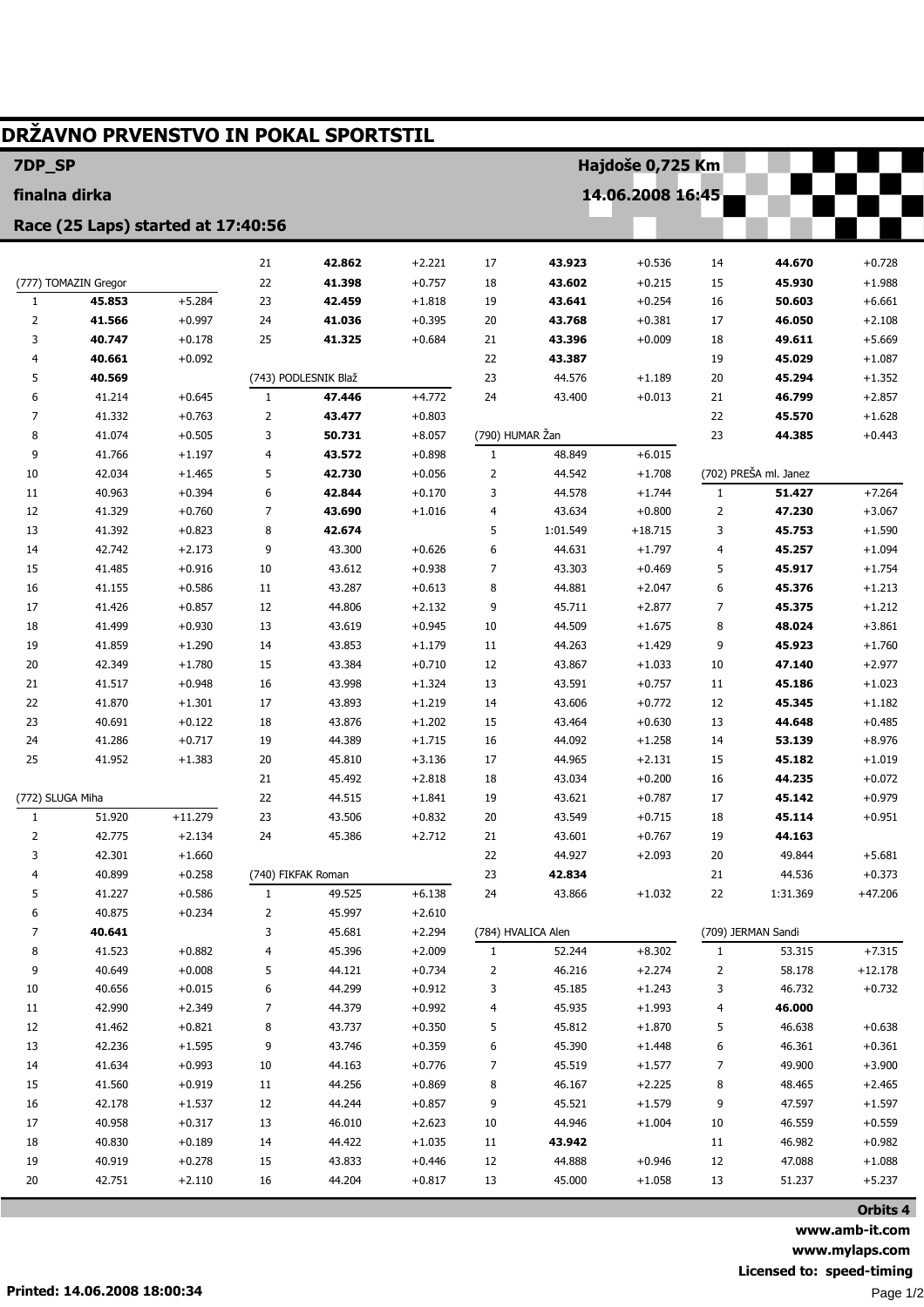# DRŽAVNO PRVENSTVO IN POKAL SPORTSTIL

**7DP_SP** — **Hajdoše 0,725 Km**

**finalna dirka** — **14.06.2008 16:45**

**Race (25 Laps) started at 17:40:56**

(777) TOMAZIN Gregor

| | | |
|---|---|---|
| 1 | **45.853** | +5.284 |
| 2 | **41.566** | +0.997 |
| 3 | **40.747** | +0.178 |
| 4 | **40.661** | +0.092 |
| 5 | **40.569** | |
| 6 | 41.214 | +0.645 |
| 7 | 41.332 | +0.763 |
| 8 | 41.074 | +0.505 |
| 9 | 41.766 | +1.197 |
| 10 | 42.034 | +1.465 |
| 11 | 40.963 | +0.394 |
| 12 | 41.329 | +0.760 |
| 13 | 41.392 | +0.823 |
| 14 | 42.742 | +2.173 |
| 15 | 41.485 | +0.916 |
| 16 | 41.155 | +0.586 |
| 17 | 41.426 | +0.857 |
| 18 | 41.499 | +0.930 |
| 19 | 41.859 | +1.290 |
| 20 | 42.349 | +1.780 |
| 21 | 41.517 | +0.948 |
| 22 | 41.870 | +1.301 |
| 23 | 40.691 | +0.122 |
| 24 | 41.286 | +0.717 |
| 25 | 41.952 | +1.383 |

(772) SLUGA Miha

| | | |
|---|---|---|
| 1 | 51.920 | +11.279 |
| 2 | 42.775 | +2.134 |
| 3 | 42.301 | +1.660 |
| 4 | 40.899 | +0.258 |
| 5 | 41.227 | +0.586 |
| 6 | 40.875 | +0.234 |
| 7 | **40.641** | |
| 8 | 41.523 | +0.882 |
| 9 | 40.649 | +0.008 |
| 10 | 40.656 | +0.015 |
| 11 | 42.990 | +2.349 |
| 12 | 41.462 | +0.821 |
| 13 | 42.236 | +1.595 |
| 14 | 41.634 | +0.993 |
| 15 | 41.560 | +0.919 |
| 16 | 42.178 | +1.537 |
| 17 | 40.958 | +0.317 |
| 18 | 40.830 | +0.189 |
| 19 | 40.919 | +0.278 |
| 20 | 42.751 | +2.110 |
| 21 | **42.862** | +2.221 |
| 22 | **41.398** | +0.757 |
| 23 | **42.459** | +1.818 |
| 24 | **41.036** | +0.395 |
| 25 | **41.325** | +0.684 |

(743) PODLESNIK Blaž

| | | |
|---|---|---|
| 1 | **47.446** | +4.772 |
| 2 | **43.477** | +0.803 |
| 3 | **50.731** | +8.057 |
| 4 | **43.572** | +0.898 |
| 5 | **42.730** | +0.056 |
| 6 | **42.844** | +0.170 |
| 7 | **43.690** | +1.016 |
| 8 | **42.674** | |
| 9 | 43.300 | +0.626 |
| 10 | 43.612 | +0.938 |
| 11 | 43.287 | +0.613 |
| 12 | 44.806 | +2.132 |
| 13 | 43.619 | +0.945 |
| 14 | 43.853 | +1.179 |
| 15 | 43.384 | +0.710 |
| 16 | 43.998 | +1.324 |
| 17 | 43.893 | +1.219 |
| 18 | 43.876 | +1.202 |
| 19 | 44.389 | +1.715 |
| 20 | 45.810 | +3.136 |
| 21 | 45.492 | +2.818 |
| 22 | 44.515 | +1.841 |
| 23 | 43.506 | +0.832 |
| 24 | 45.386 | +2.712 |

(740) FIKFAK Roman

| | | |
|---|---|---|
| 1 | 49.525 | +6.138 |
| 2 | 45.997 | +2.610 |
| 3 | 45.681 | +2.294 |
| 4 | 45.396 | +2.009 |
| 5 | 44.121 | +0.734 |
| 6 | 44.299 | +0.912 |
| 7 | 44.379 | +0.992 |
| 8 | 43.737 | +0.350 |
| 9 | 43.746 | +0.359 |
| 10 | 44.163 | +0.776 |
| 11 | 44.256 | +0.869 |
| 12 | 44.244 | +0.857 |
| 13 | 46.010 | +2.623 |
| 14 | 44.422 | +1.035 |
| 15 | 43.833 | +0.446 |
| 16 | 44.204 | +0.817 |
| 17 | **43.923** | +0.536 |
| 18 | **43.602** | +0.215 |
| 19 | **43.641** | +0.254 |
| 20 | **43.768** | +0.381 |
| 21 | **43.396** | +0.009 |
| 22 | **43.387** | |
| 23 | 44.576 | +1.189 |
| 24 | 43.400 | +0.013 |

(790) HUMAR Žan

| | | |
|---|---|---|
| 1 | 48.849 | +6.015 |
| 2 | 44.542 | +1.708 |
| 3 | 44.578 | +1.744 |
| 4 | 43.634 | +0.800 |
| 5 | 1:01.549 | +18.715 |
| 6 | 44.631 | +1.797 |
| 7 | 43.303 | +0.469 |
| 8 | 44.881 | +2.047 |
| 9 | 45.711 | +2.877 |
| 10 | 44.509 | +1.675 |
| 11 | 44.263 | +1.429 |
| 12 | 43.867 | +1.033 |
| 13 | 43.591 | +0.757 |
| 14 | 43.606 | +0.772 |
| 15 | 43.464 | +0.630 |
| 16 | 44.092 | +1.258 |
| 17 | 44.965 | +2.131 |
| 18 | 43.034 | +0.200 |
| 19 | 43.621 | +0.787 |
| 20 | 43.549 | +0.715 |
| 21 | 43.601 | +0.767 |
| 22 | 44.927 | +2.093 |
| 23 | **42.834** | |
| 24 | 43.866 | +1.032 |

(784) HVALICA Alen

| | | |
|---|---|---|
| 1 | 52.244 | +8.302 |
| 2 | 46.216 | +2.274 |
| 3 | 45.185 | +1.243 |
| 4 | 45.935 | +1.993 |
| 5 | 45.812 | +1.870 |
| 6 | 45.390 | +1.448 |
| 7 | 45.519 | +1.577 |
| 8 | 46.167 | +2.225 |
| 9 | 45.521 | +1.579 |
| 10 | 44.946 | +1.004 |
| 11 | **43.942** | |
| 12 | 44.888 | +0.946 |
| 13 | 45.000 | +1.058 |
| 14 | **44.670** | +0.728 |
| 15 | **45.930** | +1.988 |
| 16 | **50.603** | +6.661 |
| 17 | **46.050** | +2.108 |
| 18 | **49.611** | +5.669 |
| 19 | **45.029** | +1.087 |
| 20 | **45.294** | +1.352 |
| 21 | **46.799** | +2.857 |
| 22 | **45.570** | +1.628 |
| 23 | **44.385** | +0.443 |

(702) PREŠA ml. Janez

| | | |
|---|---|---|
| 1 | **51.427** | +7.264 |
| 2 | **47.230** | +3.067 |
| 3 | **45.753** | +1.590 |
| 4 | **45.257** | +1.094 |
| 5 | **45.917** | +1.754 |
| 6 | **45.376** | +1.213 |
| 7 | **45.375** | +1.212 |
| 8 | **48.024** | +3.861 |
| 9 | **45.923** | +1.760 |
| 10 | **47.140** | +2.977 |
| 11 | **45.186** | +1.023 |
| 12 | **45.345** | +1.182 |
| 13 | **44.648** | +0.485 |
| 14 | **53.139** | +8.976 |
| 15 | **45.182** | +1.019 |
| 16 | **44.235** | +0.072 |
| 17 | **45.142** | +0.979 |
| 18 | **45.114** | +0.951 |
| 19 | **44.163** | |
| 20 | 49.844 | +5.681 |
| 21 | 44.536 | +0.373 |
| 22 | 1:31.369 | +47.206 |

(709) JERMAN Sandi

| | | |
|---|---|---|
| 1 | 53.315 | +7.315 |
| 2 | 58.178 | +12.178 |
| 3 | 46.732 | +0.732 |
| 4 | **46.000** | |
| 5 | 46.638 | +0.638 |
| 6 | 46.361 | +0.361 |
| 7 | 49.900 | +3.900 |
| 8 | 48.465 | +2.465 |
| 9 | 47.597 | +1.597 |
| 10 | 46.559 | +0.559 |
| 11 | 46.982 | +0.982 |
| 12 | 47.088 | +1.088 |
| 13 | 51.237 | +5.237 |

**Orbits 4**
**www.amb-it.com**
**www.mylaps.com**
**Licensed to: speed-timing**

**Printed: 14.06.2008 18:00:34**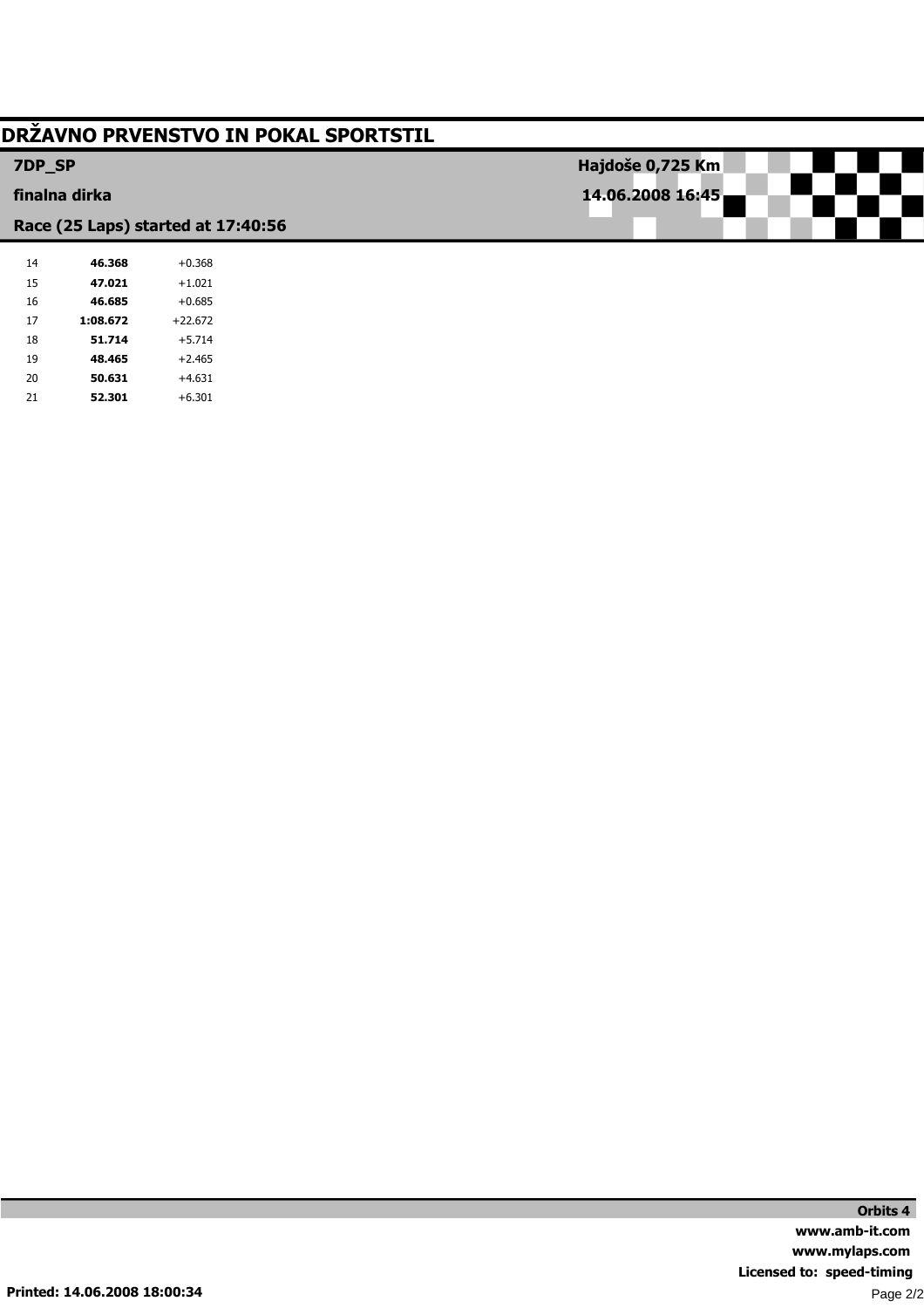# DRŽAVNO PRVENSTVO IN POKAL SPORTSTIL

**7DP_SP** **Hajdoše 0,725 Km**

**finalna dirka** **14.06.2008 16:45**

**Race (25 Laps) started at 17:40:56**

| | | |
|---|---|---|
| 14 | **46.368** | +0.368 |
| 15 | **47.021** | +1.021 |
| 16 | **46.685** | +0.685 |
| 17 | **1:08.672** | +22.672 |
| 18 | **51.714** | +5.714 |
| 19 | **48.465** | +2.465 |
| 20 | **50.631** | +4.631 |
| 21 | **52.301** | +6.301 |

**Orbits 4**

**www.amb-it.com**

**www.mylaps.com**

**Licensed to: speed-timing**

**Printed: 14.06.2008 18:00:34**